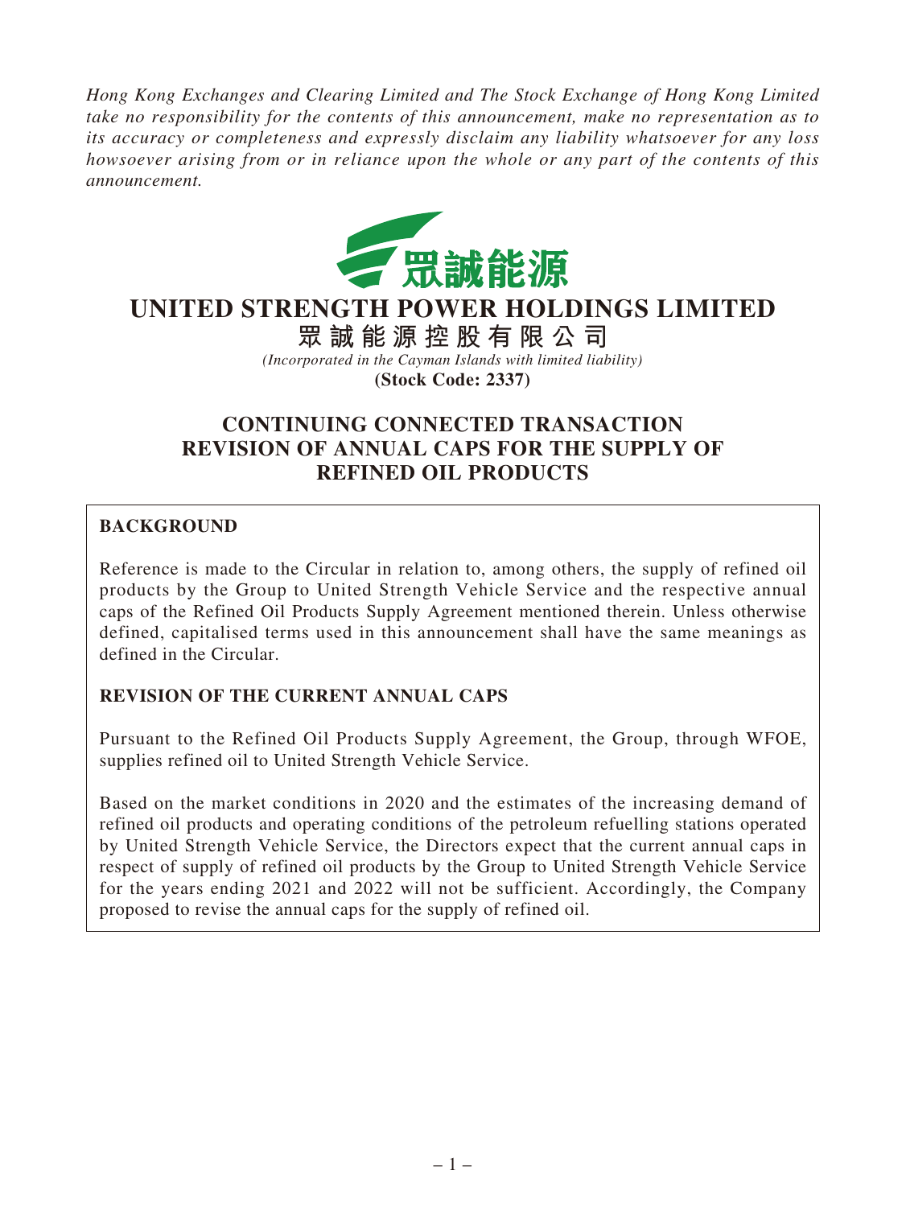*Hong Kong Exchanges and Clearing Limited and The Stock Exchange of Hong Kong Limited take no responsibility for the contents of this announcement, make no representation as to its accuracy or completeness and expressly disclaim any liability whatsoever for any loss howsoever arising from or in reliance upon the whole or any part of the contents of this announcement.*

眾誠能源

# UNITED STRENGTH POWER HOLDINGS LIMITED

# 眾誠能源控股有限公司

*(Incorporated in the Cayman Islands with limited liability)*

**(Stock Code: 2337)**

## CONTINUING CONNECTED TRANSACTION
## REVISION OF ANNUAL CAPS FOR THE SUPPLY OF REFINED OIL PRODUCTS

**BACKGROUND**

Reference is made to the Circular in relation to, among others, the supply of refined oil products by the Group to United Strength Vehicle Service and the respective annual caps of the Refined Oil Products Supply Agreement mentioned therein. Unless otherwise defined, capitalised terms used in this announcement shall have the same meanings as defined in the Circular.

**REVISION OF THE CURRENT ANNUAL CAPS**

Pursuant to the Refined Oil Products Supply Agreement, the Group, through WFOE, supplies refined oil to United Strength Vehicle Service.

Based on the market conditions in 2020 and the estimates of the increasing demand of refined oil products and operating conditions of the petroleum refuelling stations operated by United Strength Vehicle Service, the Directors expect that the current annual caps in respect of supply of refined oil products by the Group to United Strength Vehicle Service for the years ending 2021 and 2022 will not be sufficient. Accordingly, the Company proposed to revise the annual caps for the supply of refined oil.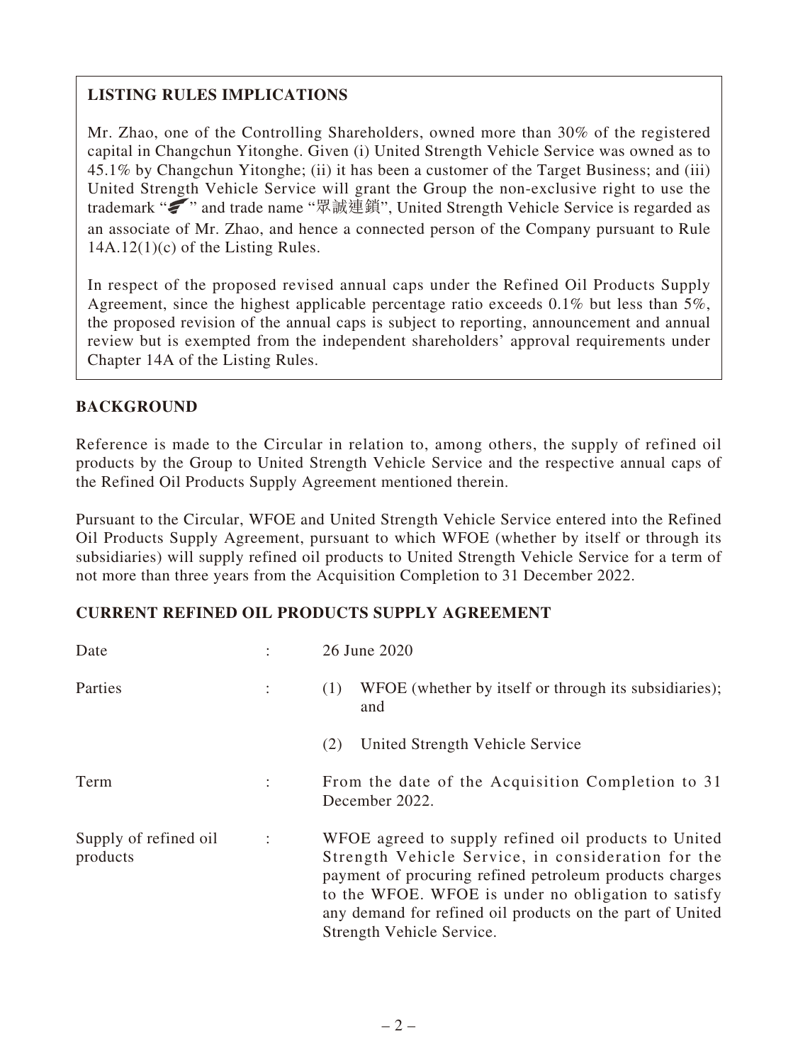## LISTING RULES IMPLICATIONS

Mr. Zhao, one of the Controlling Shareholders, owned more than 30% of the registered capital in Changchun Yitonghe. Given (i) United Strength Vehicle Service was owned as to 45.1% by Changchun Yitonghe; (ii) it has been a customer of the Target Business; and (iii) United Strength Vehicle Service will grant the Group the non-exclusive right to use the trademark " " and trade name "眾誠連鎖", United Strength Vehicle Service is regarded as an associate of Mr. Zhao, and hence a connected person of the Company pursuant to Rule 14A.12(1)(c) of the Listing Rules.

In respect of the proposed revised annual caps under the Refined Oil Products Supply Agreement, since the highest applicable percentage ratio exceeds 0.1% but less than 5%, the proposed revision of the annual caps is subject to reporting, announcement and annual review but is exempted from the independent shareholders' approval requirements under Chapter 14A of the Listing Rules.

## BACKGROUND

Reference is made to the Circular in relation to, among others, the supply of refined oil products by the Group to United Strength Vehicle Service and the respective annual caps of the Refined Oil Products Supply Agreement mentioned therein.

Pursuant to the Circular, WFOE and United Strength Vehicle Service entered into the Refined Oil Products Supply Agreement, pursuant to which WFOE (whether by itself or through its subsidiaries) will supply refined oil products to United Strength Vehicle Service for a term of not more than three years from the Acquisition Completion to 31 December 2022.

## CURRENT REFINED OIL PRODUCTS SUPPLY AGREEMENT

| | | |
|---|---|---|
| Date | : | 26 June 2020 |
| Parties | : | (1) WFOE (whether by itself or through its subsidiaries); and<br>(2) United Strength Vehicle Service |
| Term | : | From the date of the Acquisition Completion to 31 December 2022. |
| Supply of refined oil products | : | WFOE agreed to supply refined oil products to United Strength Vehicle Service, in consideration for the payment of procuring refined petroleum products charges to the WFOE. WFOE is under no obligation to satisfy any demand for refined oil products on the part of United Strength Vehicle Service. |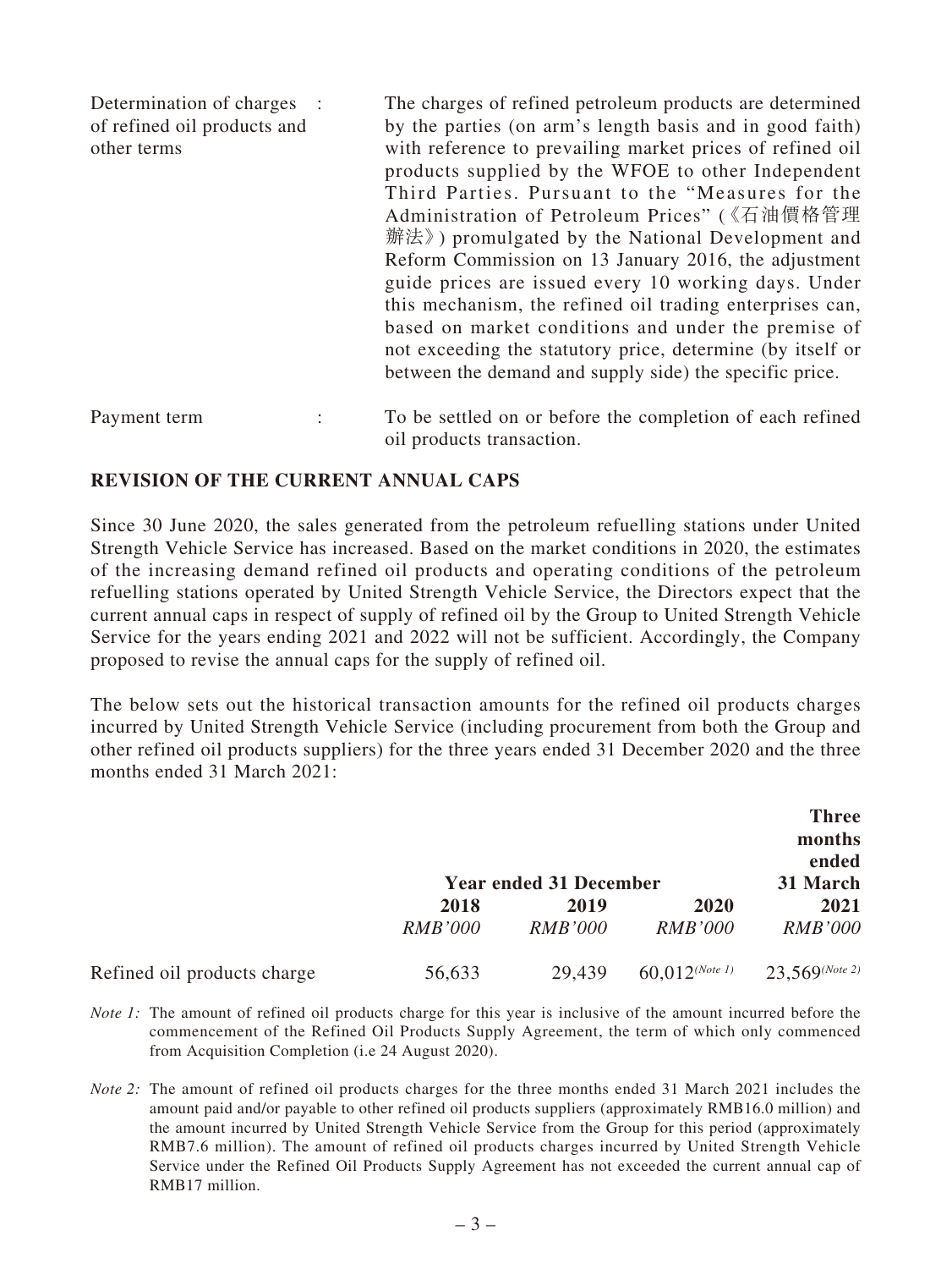| | | |
|---|---|---|
| Determination of charges of refined oil products and other terms | : | The charges of refined petroleum products are determined by the parties (on arm's length basis and in good faith) with reference to prevailing market prices of refined oil products supplied by the WFOE to other Independent Third Parties. Pursuant to the "Measures for the Administration of Petroleum Prices" (《石油價格管理辦法》) promulgated by the National Development and Reform Commission on 13 January 2016, the adjustment guide prices are issued every 10 working days. Under this mechanism, the refined oil trading enterprises can, based on market conditions and under the premise of not exceeding the statutory price, determine (by itself or between the demand and supply side) the specific price. |
| Payment term | : | To be settled on or before the completion of each refined oil products transaction. |

## REVISION OF THE CURRENT ANNUAL CAPS

Since 30 June 2020, the sales generated from the petroleum refuelling stations under United Strength Vehicle Service has increased. Based on the market conditions in 2020, the estimates of the increasing demand refined oil products and operating conditions of the petroleum refuelling stations operated by United Strength Vehicle Service, the Directors expect that the current annual caps in respect of supply of refined oil by the Group to United Strength Vehicle Service for the years ending 2021 and 2022 will not be sufficient. Accordingly, the Company proposed to revise the annual caps for the supply of refined oil.

The below sets out the historical transaction amounts for the refined oil products charges incurred by United Strength Vehicle Service (including procurement from both the Group and other refined oil products suppliers) for the three years ended 31 December 2020 and the three months ended 31 March 2021:

| | **Year ended 31 December** | | | **Three months ended 31 March** |
|---|---|---|---|---|
| | **2018** | **2019** | **2020** | **2021** |
| | *RMB'000* | *RMB'000* | *RMB'000* | *RMB'000* |
| Refined oil products charge | 56,633 | 29,439 | 60,012 *(Note 1)* | 23,569 *(Note 2)* |

*Note 1:* The amount of refined oil products charge for this year is inclusive of the amount incurred before the commencement of the Refined Oil Products Supply Agreement, the term of which only commenced from Acquisition Completion (i.e 24 August 2020).

*Note 2:* The amount of refined oil products charges for the three months ended 31 March 2021 includes the amount paid and/or payable to other refined oil products suppliers (approximately RMB16.0 million) and the amount incurred by United Strength Vehicle Service from the Group for this period (approximately RMB7.6 million). The amount of refined oil products charges incurred by United Strength Vehicle Service under the Refined Oil Products Supply Agreement has not exceeded the current annual cap of RMB17 million.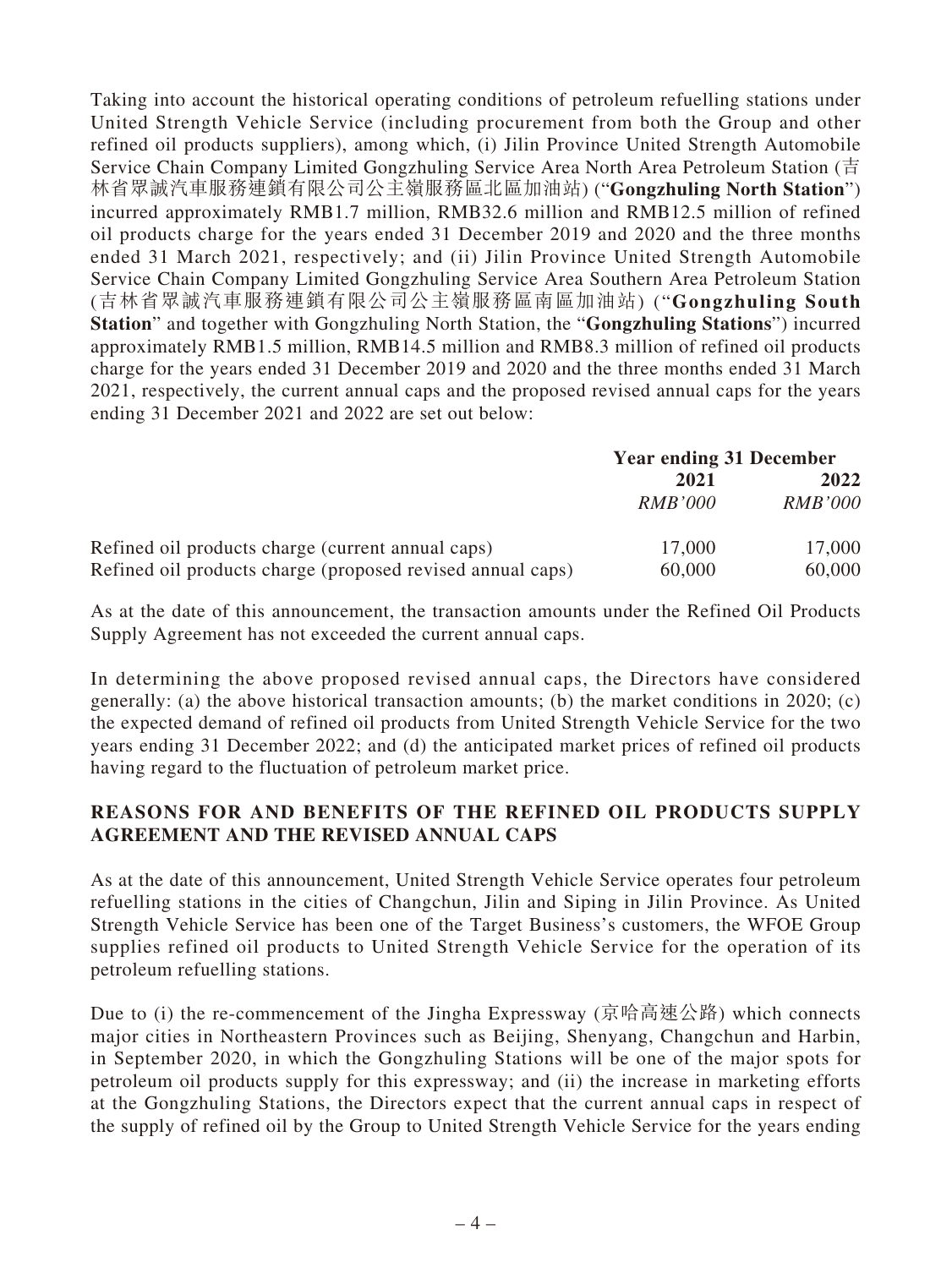Taking into account the historical operating conditions of petroleum refuelling stations under United Strength Vehicle Service (including procurement from both the Group and other refined oil products suppliers), among which, (i) Jilin Province United Strength Automobile Service Chain Company Limited Gongzhuling Service Area North Area Petroleum Station (吉林省眾誠汽車服務連鎖有限公司公主嶺服務區北區加油站) ("**Gongzhuling North Station**") incurred approximately RMB1.7 million, RMB32.6 million and RMB12.5 million of refined oil products charge for the years ended 31 December 2019 and 2020 and the three months ended 31 March 2021, respectively; and (ii) Jilin Province United Strength Automobile Service Chain Company Limited Gongzhuling Service Area Southern Area Petroleum Station (吉林省眾誠汽車服務連鎖有限公司公主嶺服務區南區加油站) ("**Gongzhuling South Station**" and together with Gongzhuling North Station, the "**Gongzhuling Stations**") incurred approximately RMB1.5 million, RMB14.5 million and RMB8.3 million of refined oil products charge for the years ended 31 December 2019 and 2020 and the three months ended 31 March 2021, respectively, the current annual caps and the proposed revised annual caps for the years ending 31 December 2021 and 2022 are set out below:

| | **Year ending 31 December** | |
|---|---|---|
| | **2021** | **2022** |
| | *RMB'000* | *RMB'000* |
| Refined oil products charge (current annual caps) | 17,000 | 17,000 |
| Refined oil products charge (proposed revised annual caps) | 60,000 | 60,000 |

As at the date of this announcement, the transaction amounts under the Refined Oil Products Supply Agreement has not exceeded the current annual caps.

In determining the above proposed revised annual caps, the Directors have considered generally: (a) the above historical transaction amounts; (b) the market conditions in 2020; (c) the expected demand of refined oil products from United Strength Vehicle Service for the two years ending 31 December 2022; and (d) the anticipated market prices of refined oil products having regard to the fluctuation of petroleum market price.

## REASONS FOR AND BENEFITS OF THE REFINED OIL PRODUCTS SUPPLY AGREEMENT AND THE REVISED ANNUAL CAPS

As at the date of this announcement, United Strength Vehicle Service operates four petroleum refuelling stations in the cities of Changchun, Jilin and Siping in Jilin Province. As United Strength Vehicle Service has been one of the Target Business's customers, the WFOE Group supplies refined oil products to United Strength Vehicle Service for the operation of its petroleum refuelling stations.

Due to (i) the re-commencement of the Jingha Expressway (京哈高速公路) which connects major cities in Northeastern Provinces such as Beijing, Shenyang, Changchun and Harbin, in September 2020, in which the Gongzhuling Stations will be one of the major spots for petroleum oil products supply for this expressway; and (ii) the increase in marketing efforts at the Gongzhuling Stations, the Directors expect that the current annual caps in respect of the supply of refined oil by the Group to United Strength Vehicle Service for the years ending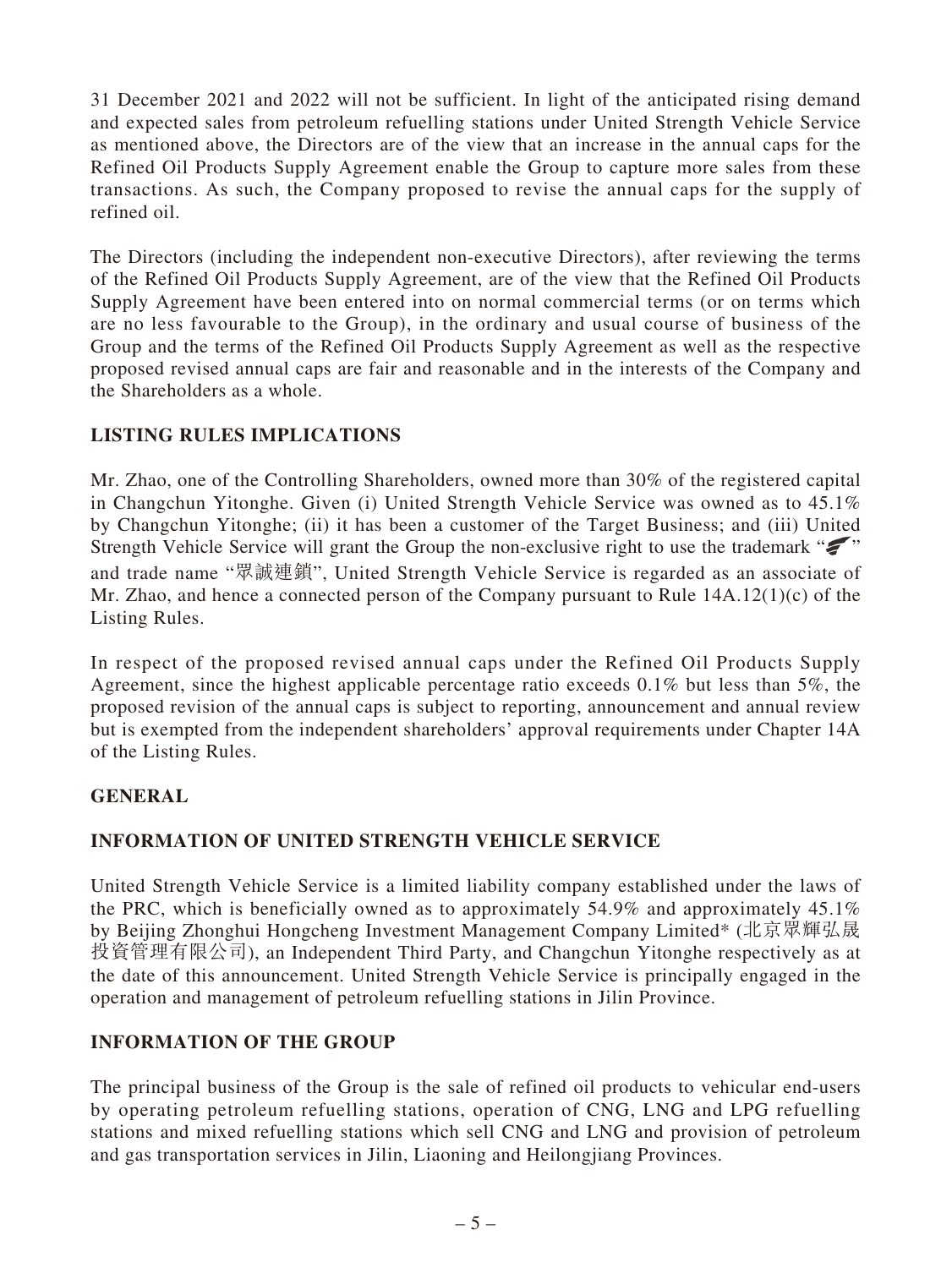31 December 2021 and 2022 will not be sufficient. In light of the anticipated rising demand and expected sales from petroleum refuelling stations under United Strength Vehicle Service as mentioned above, the Directors are of the view that an increase in the annual caps for the Refined Oil Products Supply Agreement enable the Group to capture more sales from these transactions. As such, the Company proposed to revise the annual caps for the supply of refined oil.

The Directors (including the independent non-executive Directors), after reviewing the terms of the Refined Oil Products Supply Agreement, are of the view that the Refined Oil Products Supply Agreement have been entered into on normal commercial terms (or on terms which are no less favourable to the Group), in the ordinary and usual course of business of the Group and the terms of the Refined Oil Products Supply Agreement as well as the respective proposed revised annual caps are fair and reasonable and in the interests of the Company and the Shareholders as a whole.

## LISTING RULES IMPLICATIONS

Mr. Zhao, one of the Controlling Shareholders, owned more than 30% of the registered capital in Changchun Yitonghe. Given (i) United Strength Vehicle Service was owned as to 45.1% by Changchun Yitonghe; (ii) it has been a customer of the Target Business; and (iii) United Strength Vehicle Service will grant the Group the non-exclusive right to use the trademark "" and trade name "眾誠連鎖", United Strength Vehicle Service is regarded as an associate of Mr. Zhao, and hence a connected person of the Company pursuant to Rule 14A.12(1)(c) of the Listing Rules.

In respect of the proposed revised annual caps under the Refined Oil Products Supply Agreement, since the highest applicable percentage ratio exceeds 0.1% but less than 5%, the proposed revision of the annual caps is subject to reporting, announcement and annual review but is exempted from the independent shareholders' approval requirements under Chapter 14A of the Listing Rules.

## GENERAL

## INFORMATION OF UNITED STRENGTH VEHICLE SERVICE

United Strength Vehicle Service is a limited liability company established under the laws of the PRC, which is beneficially owned as to approximately 54.9% and approximately 45.1% by Beijing Zhonghui Hongcheng Investment Management Company Limited* (北京眾輝弘晟投資管理有限公司), an Independent Third Party, and Changchun Yitonghe respectively as at the date of this announcement. United Strength Vehicle Service is principally engaged in the operation and management of petroleum refuelling stations in Jilin Province.

## INFORMATION OF THE GROUP

The principal business of the Group is the sale of refined oil products to vehicular end-users by operating petroleum refuelling stations, operation of CNG, LNG and LPG refuelling stations and mixed refuelling stations which sell CNG and LNG and provision of petroleum and gas transportation services in Jilin, Liaoning and Heilongjiang Provinces.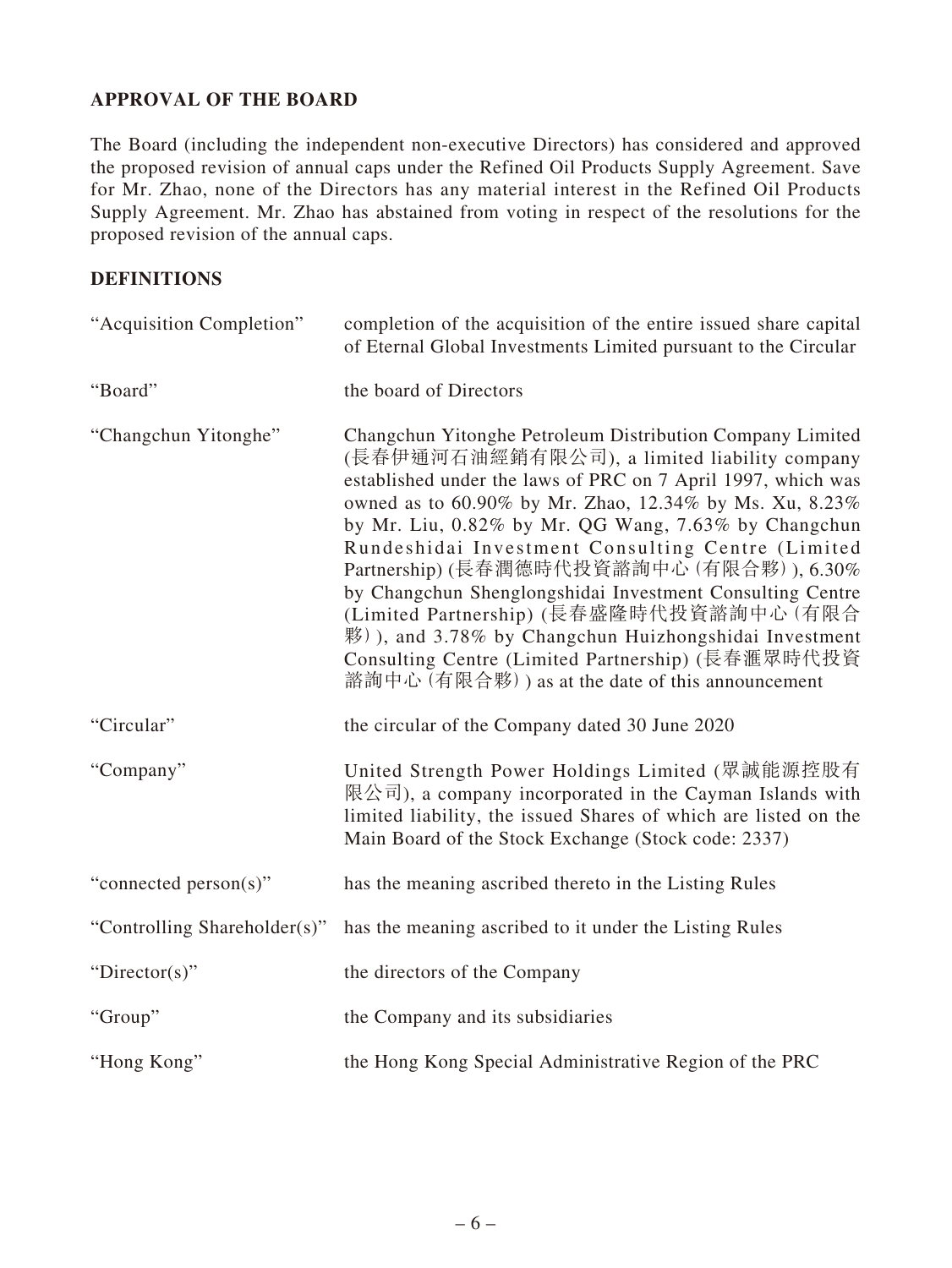## APPROVAL OF THE BOARD

The Board (including the independent non-executive Directors) has considered and approved the proposed revision of annual caps under the Refined Oil Products Supply Agreement. Save for Mr. Zhao, none of the Directors has any material interest in the Refined Oil Products Supply Agreement. Mr. Zhao has abstained from voting in respect of the resolutions for the proposed revision of the annual caps.

## DEFINITIONS

| | |
|---|---|
| "Acquisition Completion" | completion of the acquisition of the entire issued share capital of Eternal Global Investments Limited pursuant to the Circular |
| "Board" | the board of Directors |
| "Changchun Yitonghe" | Changchun Yitonghe Petroleum Distribution Company Limited (長春伊通河石油經銷有限公司), a limited liability company established under the laws of PRC on 7 April 1997, which was owned as to 60.90% by Mr. Zhao, 12.34% by Ms. Xu, 8.23% by Mr. Liu, 0.82% by Mr. QG Wang, 7.63% by Changchun Rundeshidai Investment Consulting Centre (Limited Partnership) (長春潤德時代投資諮詢中心(有限合夥)), 6.30% by Changchun Shenglongshidai Investment Consulting Centre (Limited Partnership) (長春盛隆時代投資諮詢中心(有限合夥)), and 3.78% by Changchun Huizhongshidai Investment Consulting Centre (Limited Partnership) (長春滙眾時代投資諮詢中心(有限合夥)) as at the date of this announcement |
| "Circular" | the circular of the Company dated 30 June 2020 |
| "Company" | United Strength Power Holdings Limited (眾誠能源控股有限公司), a company incorporated in the Cayman Islands with limited liability, the issued Shares of which are listed on the Main Board of the Stock Exchange (Stock code: 2337) |
| "connected person(s)" | has the meaning ascribed thereto in the Listing Rules |
| "Controlling Shareholder(s)" | has the meaning ascribed to it under the Listing Rules |
| "Director(s)" | the directors of the Company |
| "Group" | the Company and its subsidiaries |
| "Hong Kong" | the Hong Kong Special Administrative Region of the PRC |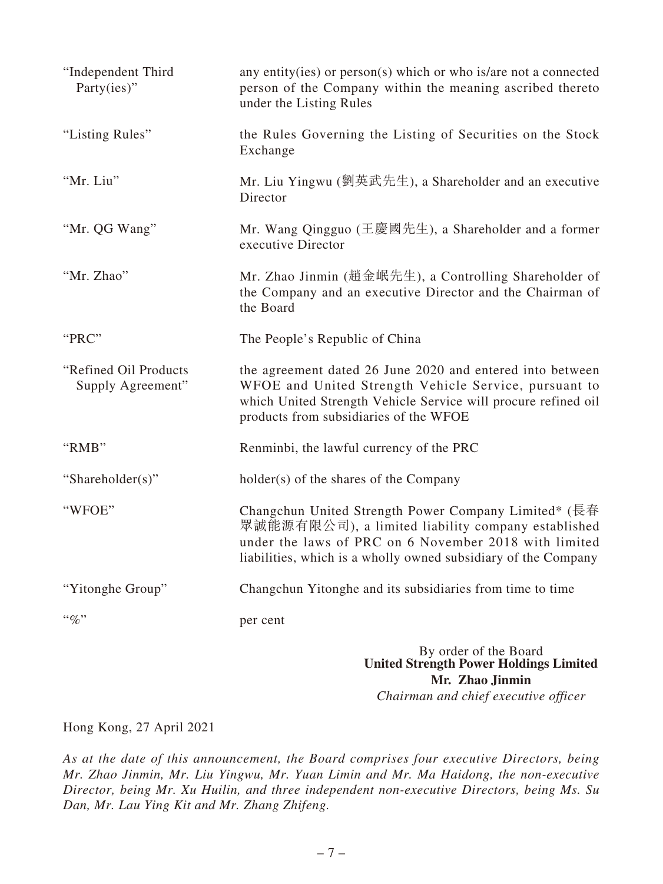| | |
|---|---|
| "Independent Third Party(ies)" | any entity(ies) or person(s) which or who is/are not a connected person of the Company within the meaning ascribed thereto under the Listing Rules |
| "Listing Rules" | the Rules Governing the Listing of Securities on the Stock Exchange |
| "Mr. Liu" | Mr. Liu Yingwu (劉英武先生), a Shareholder and an executive Director |
| "Mr. QG Wang" | Mr. Wang Qingguo (王慶國先生), a Shareholder and a former executive Director |
| "Mr. Zhao" | Mr. Zhao Jinmin (趙金岷先生), a Controlling Shareholder of the Company and an executive Director and the Chairman of the Board |
| "PRC" | The People's Republic of China |
| "Refined Oil Products Supply Agreement" | the agreement dated 26 June 2020 and entered into between WFOE and United Strength Vehicle Service, pursuant to which United Strength Vehicle Service will procure refined oil products from subsidiaries of the WFOE |
| "RMB" | Renminbi, the lawful currency of the PRC |
| "Shareholder(s)" | holder(s) of the shares of the Company |
| "WFOE" | Changchun United Strength Power Company Limited* (長春眾誠能源有限公司), a limited liability company established under the laws of PRC on 6 November 2018 with limited liabilities, which is a wholly owned subsidiary of the Company |
| "Yitonghe Group" | Changchun Yitonghe and its subsidiaries from time to time |
| "%" | per cent |

By order of the Board
**United Strength Power Holdings Limited**
**Mr. Zhao Jinmin**
*Chairman and chief executive officer*

Hong Kong, 27 April 2021

*As at the date of this announcement, the Board comprises four executive Directors, being Mr. Zhao Jinmin, Mr. Liu Yingwu, Mr. Yuan Limin and Mr. Ma Haidong, the non-executive Director, being Mr. Xu Huilin, and three independent non-executive Directors, being Ms. Su Dan, Mr. Lau Ying Kit and Mr. Zhang Zhifeng.*